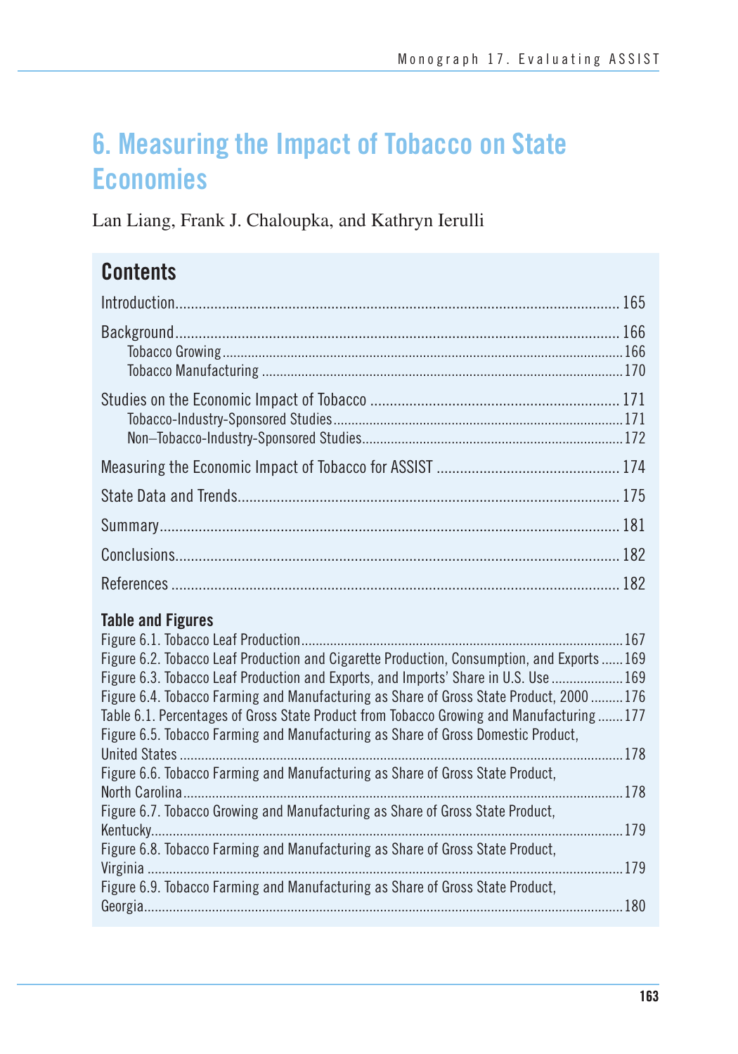# 6. Measuring the Impact of Tobacco on State Economies

Lan Liang, Frank J. Chaloupka, and Kathryn Ierulli

## Contents

Introduction ..... 165

Background ..... 166
- Tobacco Growing ..... 166
- Tobacco Manufacturing ..... 170

Studies on the Economic Impact of Tobacco ..... 171
- Tobacco-Industry-Sponsored Studies ..... 171
- Non–Tobacco-Industry-Sponsored Studies ..... 172

Measuring the Economic Impact of Tobacco for ASSIST ..... 174

State Data and Trends ..... 175

Summary ..... 181

Conclusions ..... 182

References ..... 182

### Table and Figures

Figure 6.1. Tobacco Leaf Production ..... 167
Figure 6.2. Tobacco Leaf Production and Cigarette Production, Consumption, and Exports ..... 169
Figure 6.3. Tobacco Leaf Production and Exports, and Imports' Share in U.S. Use ..... 169
Figure 6.4. Tobacco Farming and Manufacturing as Share of Gross State Product, 2000 ..... 176
Table 6.1. Percentages of Gross State Product from Tobacco Growing and Manufacturing ..... 177
Figure 6.5. Tobacco Farming and Manufacturing as Share of Gross Domestic Product, United States ..... 178
Figure 6.6. Tobacco Farming and Manufacturing as Share of Gross State Product, North Carolina ..... 178
Figure 6.7. Tobacco Growing and Manufacturing as Share of Gross State Product, Kentucky ..... 179
Figure 6.8. Tobacco Farming and Manufacturing as Share of Gross State Product, Virginia ..... 179
Figure 6.9. Tobacco Farming and Manufacturing as Share of Gross State Product, Georgia ..... 180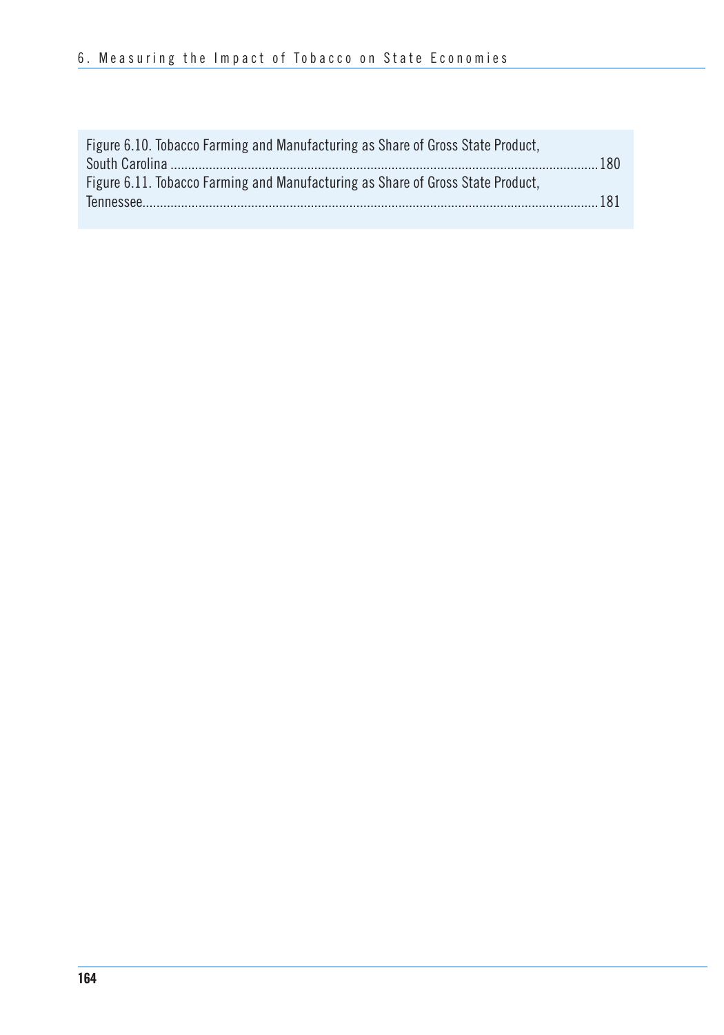Figure 6.10. Tobacco Farming and Manufacturing as Share of Gross State Product, South Carolina ........................................................................................................................ 180

Figure 6.11. Tobacco Farming and Manufacturing as Share of Gross State Product, Tennessee................................................................................................................................ 181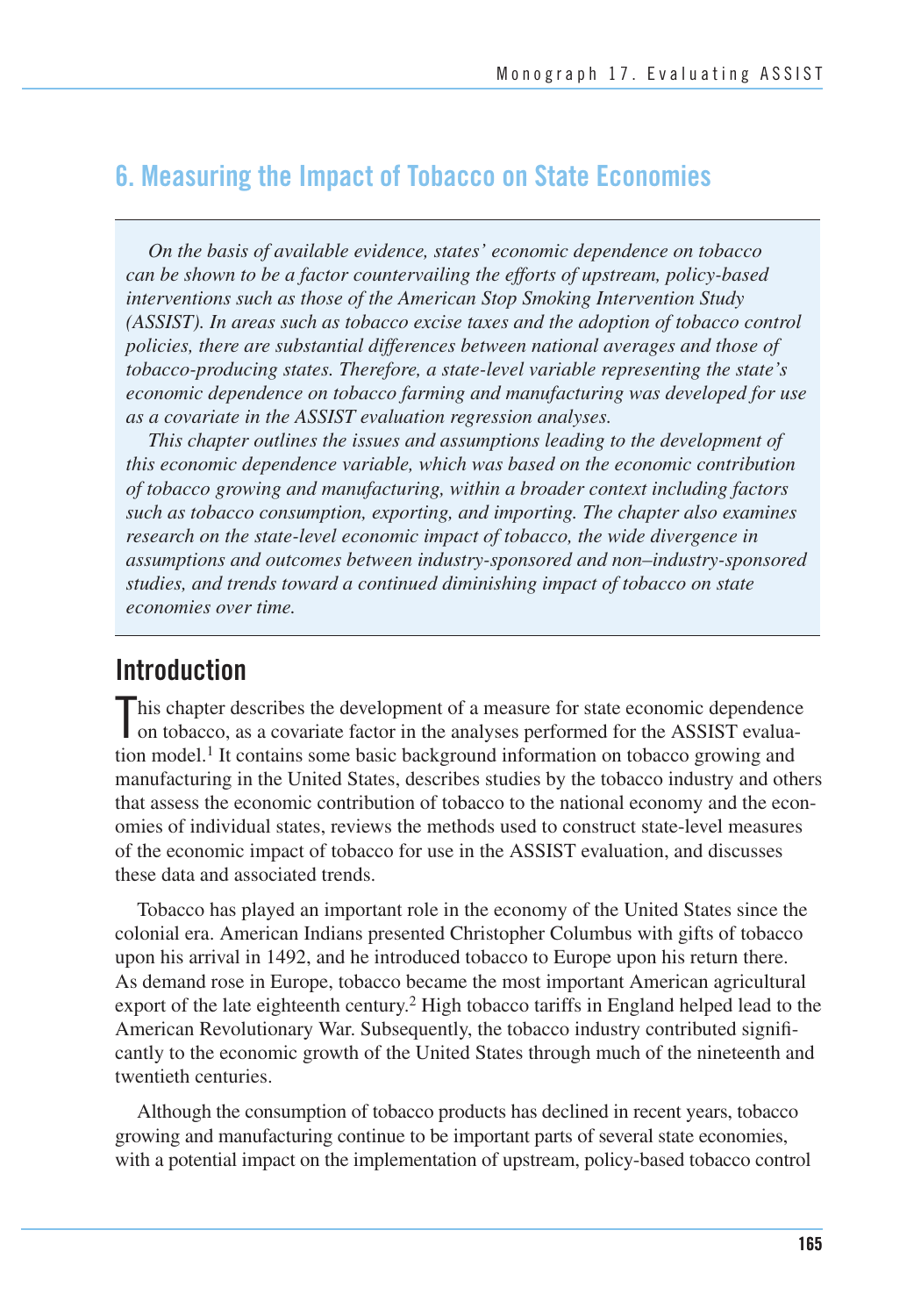# 6. Measuring the Impact of Tobacco on State Economies

*On the basis of available evidence, states' economic dependence on tobacco can be shown to be a factor countervailing the efforts of upstream, policy-based interventions such as those of the American Stop Smoking Intervention Study (ASSIST). In areas such as tobacco excise taxes and the adoption of tobacco control policies, there are substantial differences between national averages and those of tobacco-producing states. Therefore, a state-level variable representing the state's economic dependence on tobacco farming and manufacturing was developed for use as a covariate in the ASSIST evaluation regression analyses.*

*This chapter outlines the issues and assumptions leading to the development of this economic dependence variable, which was based on the economic contribution of tobacco growing and manufacturing, within a broader context including factors such as tobacco consumption, exporting, and importing. The chapter also examines research on the state-level economic impact of tobacco, the wide divergence in assumptions and outcomes between industry-sponsored and non–industry-sponsored studies, and trends toward a continued diminishing impact of tobacco on state economies over time.*

## Introduction

This chapter describes the development of a measure for state economic dependence on tobacco, as a covariate factor in the analyses performed for the ASSIST evaluation model.[1] It contains some basic background information on tobacco growing and manufacturing in the United States, describes studies by the tobacco industry and others that assess the economic contribution of tobacco to the national economy and the economies of individual states, reviews the methods used to construct state-level measures of the economic impact of tobacco for use in the ASSIST evaluation, and discusses these data and associated trends.

Tobacco has played an important role in the economy of the United States since the colonial era. American Indians presented Christopher Columbus with gifts of tobacco upon his arrival in 1492, and he introduced tobacco to Europe upon his return there. As demand rose in Europe, tobacco became the most important American agricultural export of the late eighteenth century.[2] High tobacco tariffs in England helped lead to the American Revolutionary War. Subsequently, the tobacco industry contributed significantly to the economic growth of the United States through much of the nineteenth and twentieth centuries.

Although the consumption of tobacco products has declined in recent years, tobacco growing and manufacturing continue to be important parts of several state economies, with a potential impact on the implementation of upstream, policy-based tobacco control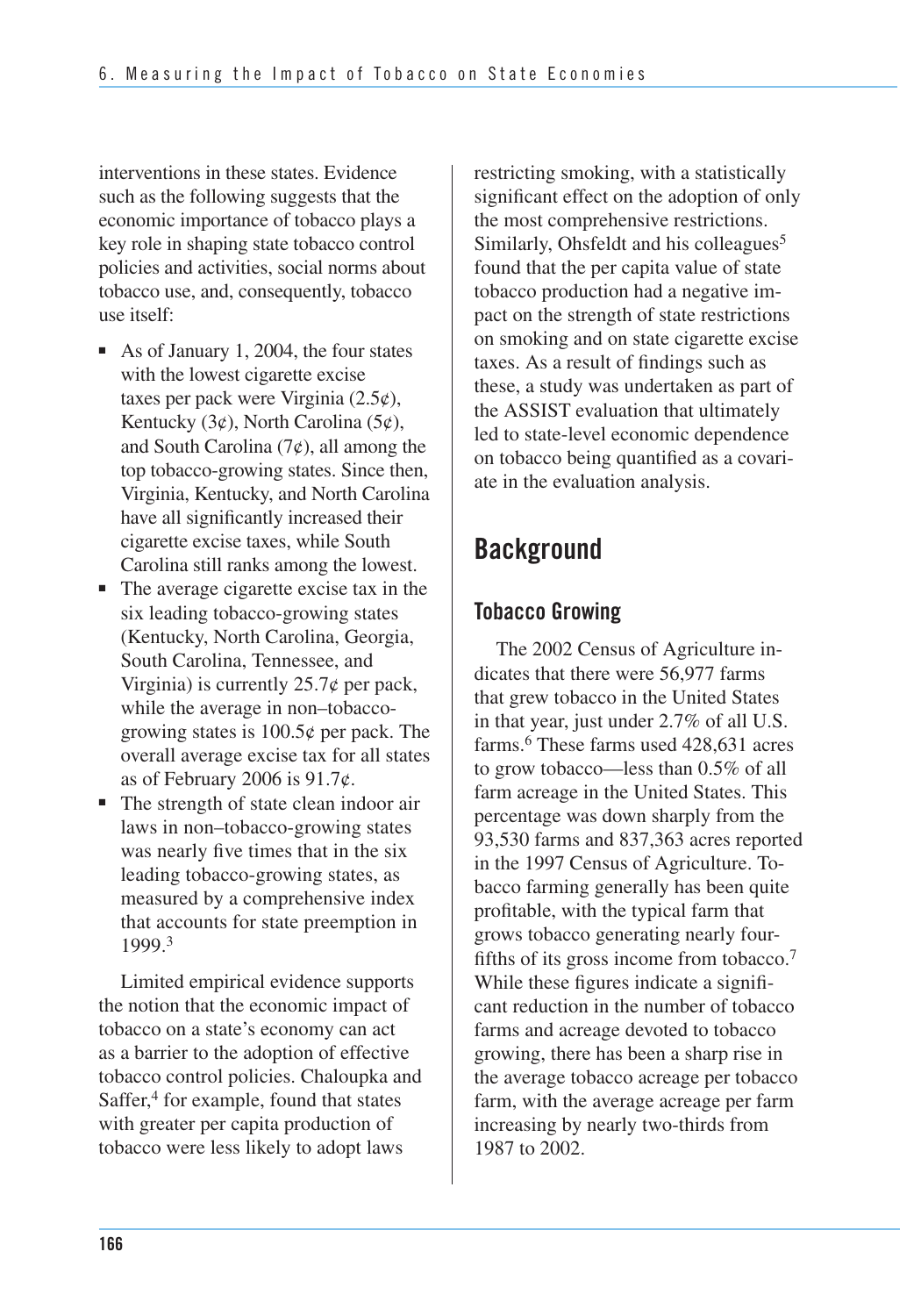interventions in these states. Evidence such as the following suggests that the economic importance of tobacco plays a key role in shaping state tobacco control policies and activities, social norms about tobacco use, and, consequently, tobacco use itself:

- As of January 1, 2004, the four states with the lowest cigarette excise taxes per pack were Virginia (2.5¢), Kentucky (3¢), North Carolina (5¢), and South Carolina (7¢), all among the top tobacco-growing states. Since then, Virginia, Kentucky, and North Carolina have all significantly increased their cigarette excise taxes, while South Carolina still ranks among the lowest.
- The average cigarette excise tax in the six leading tobacco-growing states (Kentucky, North Carolina, Georgia, South Carolina, Tennessee, and Virginia) is currently 25.7¢ per pack, while the average in non–tobacco-growing states is 100.5¢ per pack. The overall average excise tax for all states as of February 2006 is 91.7¢.
- The strength of state clean indoor air laws in non–tobacco-growing states was nearly five times that in the six leading tobacco-growing states, as measured by a comprehensive index that accounts for state preemption in 1999.[3]

Limited empirical evidence supports the notion that the economic impact of tobacco on a state's economy can act as a barrier to the adoption of effective tobacco control policies. Chaloupka and Saffer,[4] for example, found that states with greater per capita production of tobacco were less likely to adopt laws restricting smoking, with a statistically significant effect on the adoption of only the most comprehensive restrictions. Similarly, Ohsfeldt and his colleagues[5] found that the per capita value of state tobacco production had a negative impact on the strength of state restrictions on smoking and on state cigarette excise taxes. As a result of findings such as these, a study was undertaken as part of the ASSIST evaluation that ultimately led to state-level economic dependence on tobacco being quantified as a covariate in the evaluation analysis.

## Background

### Tobacco Growing

The 2002 Census of Agriculture indicates that there were 56,977 farms that grew tobacco in the United States in that year, just under 2.7% of all U.S. farms.[6] These farms used 428,631 acres to grow tobacco—less than 0.5% of all farm acreage in the United States. This percentage was down sharply from the 93,530 farms and 837,363 acres reported in the 1997 Census of Agriculture. Tobacco farming generally has been quite profitable, with the typical farm that grows tobacco generating nearly four-fifths of its gross income from tobacco.[7] While these figures indicate a significant reduction in the number of tobacco farms and acreage devoted to tobacco growing, there has been a sharp rise in the average tobacco acreage per tobacco farm, with the average acreage per farm increasing by nearly two-thirds from 1987 to 2002.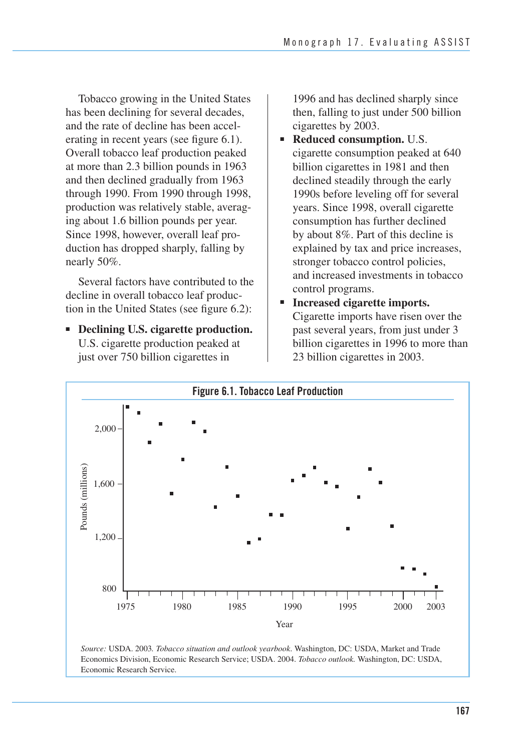Tobacco growing in the United States has been declining for several decades, and the rate of decline has been accelerating in recent years (see figure 6.1). Overall tobacco leaf production peaked at more than 2.3 billion pounds in 1963 and then declined gradually from 1963 through 1990. From 1990 through 1998, production was relatively stable, averaging about 1.6 billion pounds per year. Since 1998, however, overall leaf production has dropped sharply, falling by nearly 50%.

Several factors have contributed to the decline in overall tobacco leaf production in the United States (see figure 6.2):

- **Declining U.S. cigarette production.** U.S. cigarette production peaked at just over 750 billion cigarettes in 1996 and has declined sharply since then, falling to just under 500 billion cigarettes by 2003.
- **Reduced consumption.** U.S. cigarette consumption peaked at 640 billion cigarettes in 1981 and then declined steadily through the early 1990s before leveling off for several years. Since 1998, overall cigarette consumption has further declined by about 8%. Part of this decline is explained by tax and price increases, stronger tobacco control policies, and increased investments in tobacco control programs.
- **Increased cigarette imports.** Cigarette imports have risen over the past several years, from just under 3 billion cigarettes in 1996 to more than 23 billion cigarettes in 2003.

**Figure 6.1. Tobacco Leaf Production**

*Source:* USDA. 2003. *Tobacco situation and outlook yearbook.* Washington, DC: USDA, Market and Trade Economics Division, Economic Research Service; USDA. 2004. *Tobacco outlook.* Washington, DC: USDA, Economic Research Service.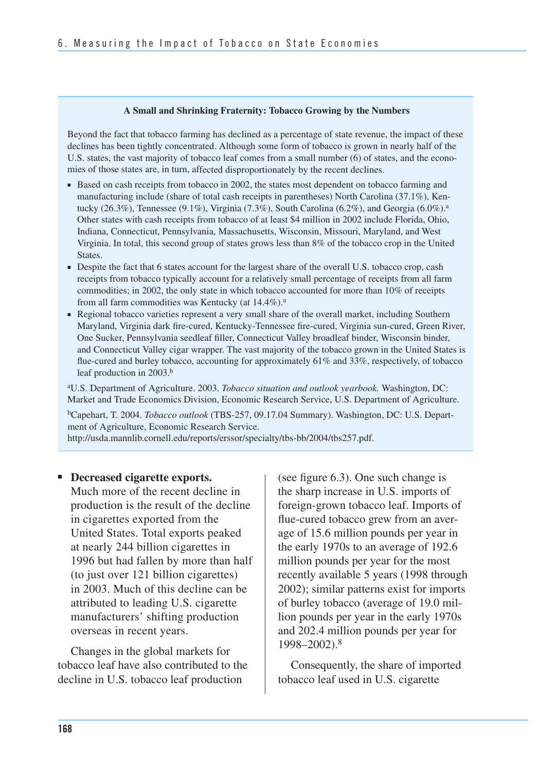### A Small and Shrinking Fraternity: Tobacco Growing by the Numbers

Beyond the fact that tobacco farming has declined as a percentage of state revenue, the impact of these declines has been tightly concentrated. Although some form of tobacco is grown in nearly half of the U.S. states, the vast majority of tobacco leaf comes from a small number (6) of states, and the economies of those states are, in turn, affected disproportionately by the recent declines.

- Based on cash receipts from tobacco in 2002, the states most dependent on tobacco farming and manufacturing include (share of total cash receipts in parentheses) North Carolina (37.1%), Kentucky (26.3%), Tennessee (9.1%), Virginia (7.3%), South Carolina (6.2%), and Georgia (6.0%).[a] Other states with cash receipts from tobacco of at least $4 million in 2002 include Florida, Ohio, Indiana, Connecticut, Pennsylvania, Massachusetts, Wisconsin, Missouri, Maryland, and West Virginia. In total, this second group of states grows less than 8% of the tobacco crop in the United States.
- Despite the fact that 6 states account for the largest share of the overall U.S. tobacco crop, cash receipts from tobacco typically account for a relatively small percentage of receipts from all farm commodities; in 2002, the only state in which tobacco accounted for more than 10% of receipts from all farm commodities was Kentucky (at 14.4%).[a]
- Regional tobacco varieties represent a very small share of the overall market, including Southern Maryland, Virginia dark fire-cured, Kentucky-Tennessee fire-cured, Virginia sun-cured, Green River, One Sucker, Pennsylvania seedleaf filler, Connecticut Valley broadleaf binder, Wisconsin binder, and Connecticut Valley cigar wrapper. The vast majority of the tobacco grown in the United States is flue-cured and burley tobacco, accounting for approximately 61% and 33%, respectively, of tobacco leaf production in 2003.[b]

[a]U.S. Department of Agriculture. 2003. *Tobacco situation and outlook yearbook.* Washington, DC: Market and Trade Economics Division, Economic Research Service, U.S. Department of Agriculture.

[b]Capehart, T. 2004. *Tobacco outlook* (TBS-257, 09.17.04 Summary). Washington, DC: U.S. Department of Agriculture, Economic Research Service. http://usda.mannlib.cornell.edu/reports/erssor/specialty/tbs-bb/2004/tbs257.pdf.

- **Decreased cigarette exports.** Much more of the recent decline in production is the result of the decline in cigarettes exported from the United States. Total exports peaked at nearly 244 billion cigarettes in 1996 but had fallen by more than half (to just over 121 billion cigarettes) in 2003. Much of this decline can be attributed to leading U.S. cigarette manufacturers' shifting production overseas in recent years.

Changes in the global markets for tobacco leaf have also contributed to the decline in U.S. tobacco leaf production (see figure 6.3). One such change is the sharp increase in U.S. imports of foreign-grown tobacco leaf. Imports of flue-cured tobacco grew from an average of 15.6 million pounds per year in the early 1970s to an average of 192.6 million pounds per year for the most recently available 5 years (1998 through 2002); similar patterns exist for imports of burley tobacco (average of 19.0 million pounds per year in the early 1970s and 202.4 million pounds per year for 1998–2002).[8]

Consequently, the share of imported tobacco leaf used in U.S. cigarette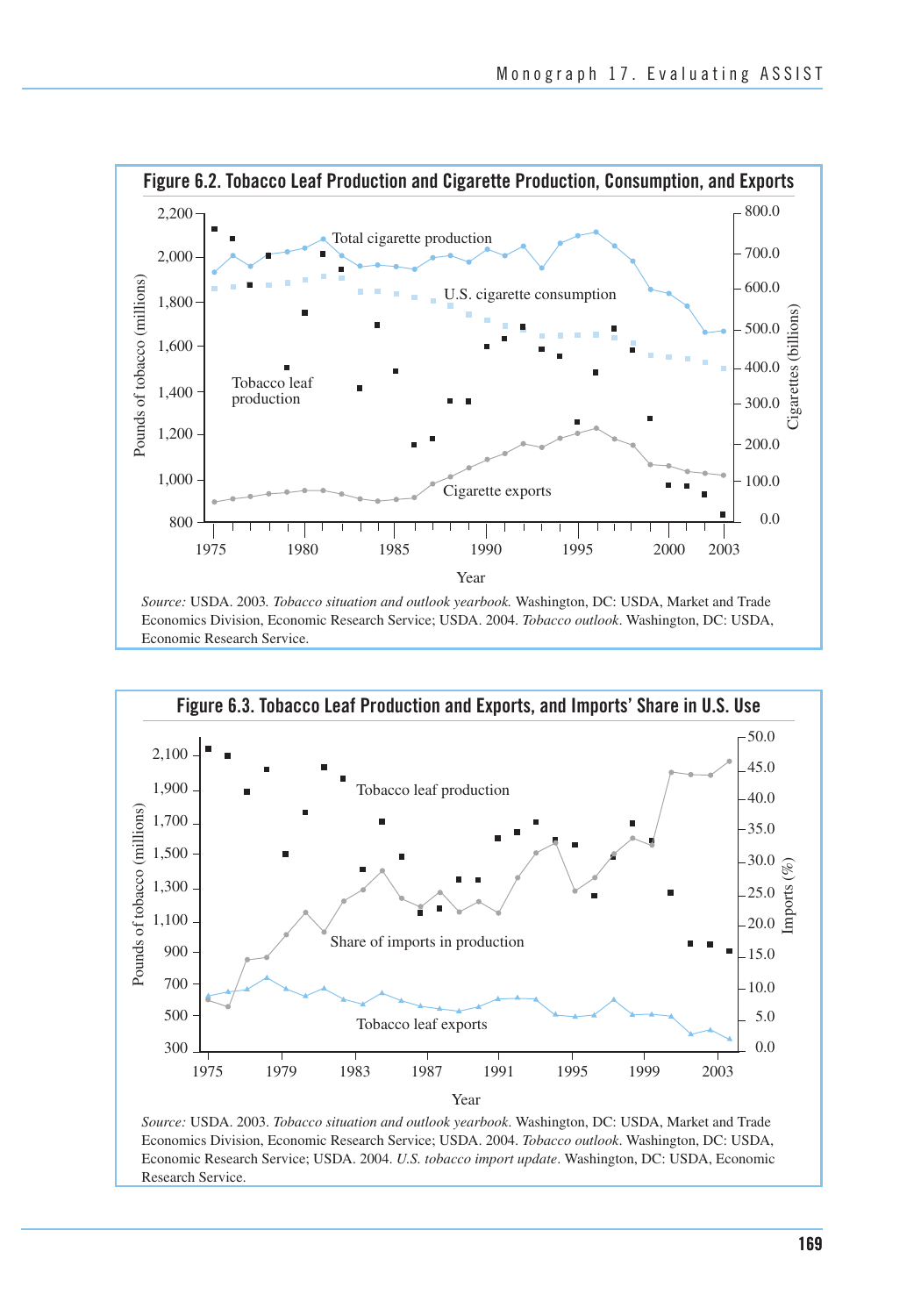## Figure 6.2. Tobacco Leaf Production and Cigarette Production, Consumption, and Exports

*Source:* USDA. 2003. *Tobacco situation and outlook yearbook.* Washington, DC: USDA, Market and Trade Economics Division, Economic Research Service; USDA. 2004. *Tobacco outlook*. Washington, DC: USDA, Economic Research Service.

## Figure 6.3. Tobacco Leaf Production and Exports, and Imports' Share in U.S. Use

*Source:* USDA. 2003. *Tobacco situation and outlook yearbook*. Washington, DC: USDA, Market and Trade Economics Division, Economic Research Service; USDA. 2004. *Tobacco outlook*. Washington, DC: USDA, Economic Research Service; USDA. 2004. *U.S. tobacco import update*. Washington, DC: USDA, Economic Research Service.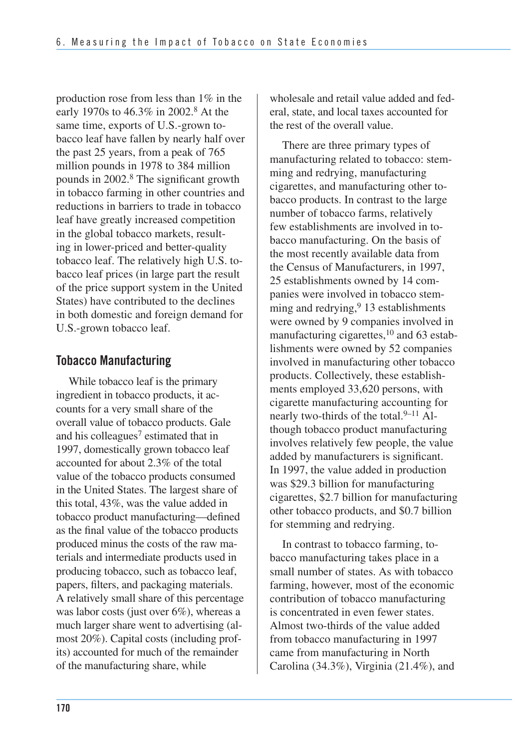production rose from less than 1% in the early 1970s to 46.3% in 2002.[8] At the same time, exports of U.S.-grown tobacco leaf have fallen by nearly half over the past 25 years, from a peak of 765 million pounds in 1978 to 384 million pounds in 2002.[8] The significant growth in tobacco farming in other countries and reductions in barriers to trade in tobacco leaf have greatly increased competition in the global tobacco markets, resulting in lower-priced and better-quality tobacco leaf. The relatively high U.S. tobacco leaf prices (in large part the result of the price support system in the United States) have contributed to the declines in both domestic and foreign demand for U.S.-grown tobacco leaf.

## Tobacco Manufacturing

While tobacco leaf is the primary ingredient in tobacco products, it accounts for a very small share of the overall value of tobacco products. Gale and his colleagues[7] estimated that in 1997, domestically grown tobacco leaf accounted for about 2.3% of the total value of the tobacco products consumed in the United States. The largest share of this total, 43%, was the value added in tobacco product manufacturing—defined as the final value of the tobacco products produced minus the costs of the raw materials and intermediate products used in producing tobacco, such as tobacco leaf, papers, filters, and packaging materials. A relatively small share of this percentage was labor costs (just over 6%), whereas a much larger share went to advertising (almost 20%). Capital costs (including profits) accounted for much of the remainder of the manufacturing share, while wholesale and retail value added and federal, state, and local taxes accounted for the rest of the overall value.

There are three primary types of manufacturing related to tobacco: stemming and redrying, manufacturing cigarettes, and manufacturing other tobacco products. In contrast to the large number of tobacco farms, relatively few establishments are involved in tobacco manufacturing. On the basis of the most recently available data from the Census of Manufacturers, in 1997, 25 establishments owned by 14 companies were involved in tobacco stemming and redrying,[9] 13 establishments were owned by 9 companies involved in manufacturing cigarettes,[10] and 63 establishments were owned by 52 companies involved in manufacturing other tobacco products. Collectively, these establishments employed 33,620 persons, with cigarette manufacturing accounting for nearly two-thirds of the total.[9–11] Although tobacco product manufacturing involves relatively few people, the value added by manufacturers is significant. In 1997, the value added in production was $29.3 billion for manufacturing cigarettes, $2.7 billion for manufacturing other tobacco products, and $0.7 billion for stemming and redrying.

In contrast to tobacco farming, tobacco manufacturing takes place in a small number of states. As with tobacco farming, however, most of the economic contribution of tobacco manufacturing is concentrated in even fewer states. Almost two-thirds of the value added from tobacco manufacturing in 1997 came from manufacturing in North Carolina (34.3%), Virginia (21.4%), and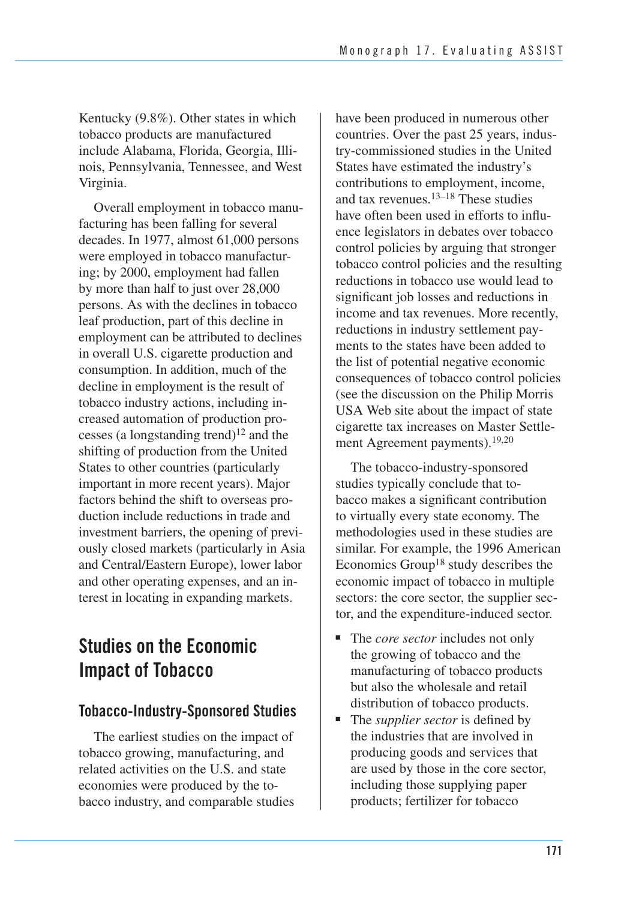Kentucky (9.8%). Other states in which tobacco products are manufactured include Alabama, Florida, Georgia, Illinois, Pennsylvania, Tennessee, and West Virginia.

Overall employment in tobacco manufacturing has been falling for several decades. In 1977, almost 61,000 persons were employed in tobacco manufacturing; by 2000, employment had fallen by more than half to just over 28,000 persons. As with the declines in tobacco leaf production, part of this decline in employment can be attributed to declines in overall U.S. cigarette production and consumption. In addition, much of the decline in employment is the result of tobacco industry actions, including increased automation of production processes (a longstanding trend)[12] and the shifting of production from the United States to other countries (particularly important in more recent years). Major factors behind the shift to overseas production include reductions in trade and investment barriers, the opening of previously closed markets (particularly in Asia and Central/Eastern Europe), lower labor and other operating expenses, and an interest in locating in expanding markets.

## Studies on the Economic Impact of Tobacco

### Tobacco-Industry-Sponsored Studies

The earliest studies on the impact of tobacco growing, manufacturing, and related activities on the U.S. and state economies were produced by the tobacco industry, and comparable studies have been produced in numerous other countries. Over the past 25 years, industry-commissioned studies in the United States have estimated the industry's contributions to employment, income, and tax revenues.[13–18] These studies have often been used in efforts to influence legislators in debates over tobacco control policies by arguing that stronger tobacco control policies and the resulting reductions in tobacco use would lead to significant job losses and reductions in income and tax revenues. More recently, reductions in industry settlement payments to the states have been added to the list of potential negative economic consequences of tobacco control policies (see the discussion on the Philip Morris USA Web site about the impact of state cigarette tax increases on Master Settlement Agreement payments).[19,20]

The tobacco-industry-sponsored studies typically conclude that tobacco makes a significant contribution to virtually every state economy. The methodologies used in these studies are similar. For example, the 1996 American Economics Group[18] study describes the economic impact of tobacco in multiple sectors: the core sector, the supplier sector, and the expenditure-induced sector.

- The *core sector* includes not only the growing of tobacco and the manufacturing of tobacco products but also the wholesale and retail distribution of tobacco products.
- The *supplier sector* is defined by the industries that are involved in producing goods and services that are used by those in the core sector, including those supplying paper products; fertilizer for tobacco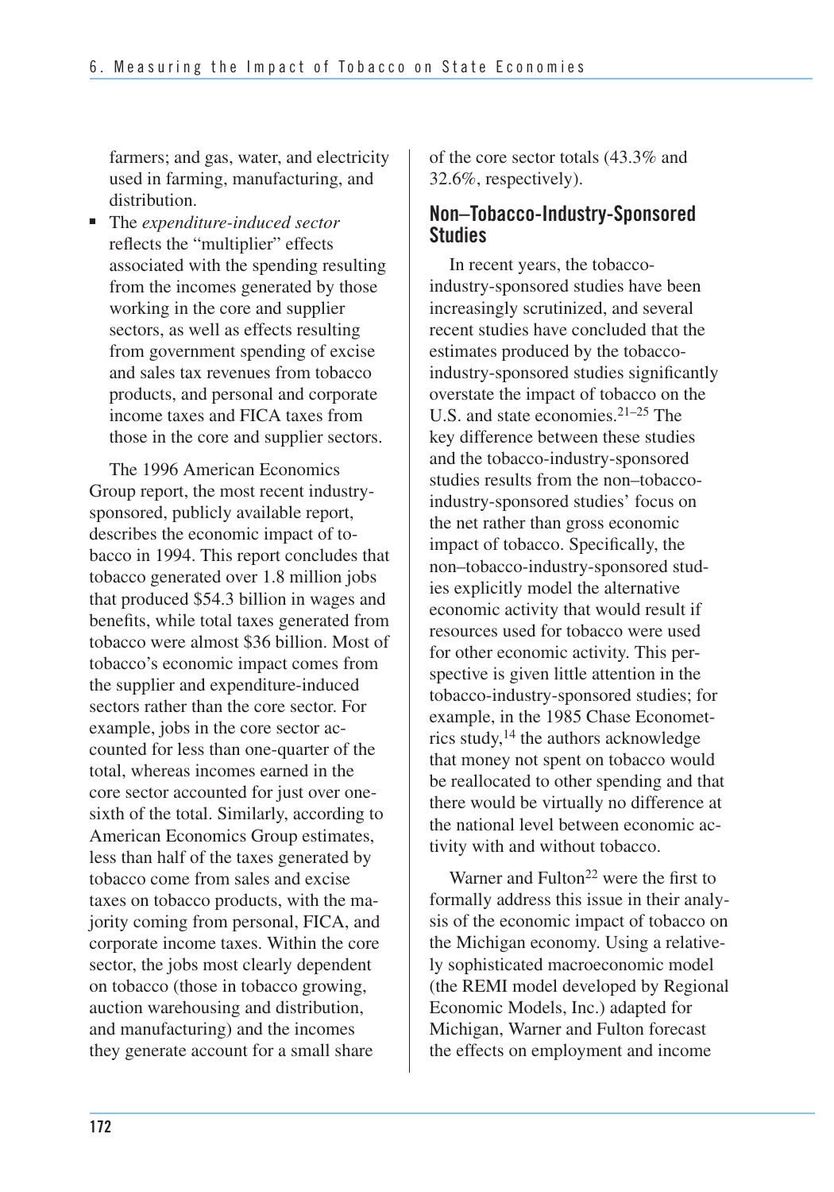farmers; and gas, water, and electricity used in farming, manufacturing, and distribution.

- The *expenditure-induced sector* reflects the "multiplier" effects associated with the spending resulting from the incomes generated by those working in the core and supplier sectors, as well as effects resulting from government spending of excise and sales tax revenues from tobacco products, and personal and corporate income taxes and FICA taxes from those in the core and supplier sectors.

The 1996 American Economics Group report, the most recent industry-sponsored, publicly available report, describes the economic impact of tobacco in 1994. This report concludes that tobacco generated over 1.8 million jobs that produced $54.3 billion in wages and benefits, while total taxes generated from tobacco were almost $36 billion. Most of tobacco's economic impact comes from the supplier and expenditure-induced sectors rather than the core sector. For example, jobs in the core sector accounted for less than one-quarter of the total, whereas incomes earned in the core sector accounted for just over one-sixth of the total. Similarly, according to American Economics Group estimates, less than half of the taxes generated by tobacco come from sales and excise taxes on tobacco products, with the majority coming from personal, FICA, and corporate income taxes. Within the core sector, the jobs most clearly dependent on tobacco (those in tobacco growing, auction warehousing and distribution, and manufacturing) and the incomes they generate account for a small share of the core sector totals (43.3% and 32.6%, respectively).

## Non–Tobacco-Industry-Sponsored Studies

In recent years, the tobacco-industry-sponsored studies have been increasingly scrutinized, and several recent studies have concluded that the estimates produced by the tobacco-industry-sponsored studies significantly overstate the impact of tobacco on the U.S. and state economies.[21–25] The key difference between these studies and the tobacco-industry-sponsored studies results from the non–tobacco-industry-sponsored studies' focus on the net rather than gross economic impact of tobacco. Specifically, the non–tobacco-industry-sponsored studies explicitly model the alternative economic activity that would result if resources used for tobacco were used for other economic activity. This perspective is given little attention in the tobacco-industry-sponsored studies; for example, in the 1985 Chase Econometrics study,[14] the authors acknowledge that money not spent on tobacco would be reallocated to other spending and that there would be virtually no difference at the national level between economic activity with and without tobacco.

Warner and Fulton[22] were the first to formally address this issue in their analysis of the economic impact of tobacco on the Michigan economy. Using a relatively sophisticated macroeconomic model (the REMI model developed by Regional Economic Models, Inc.) adapted for Michigan, Warner and Fulton forecast the effects on employment and income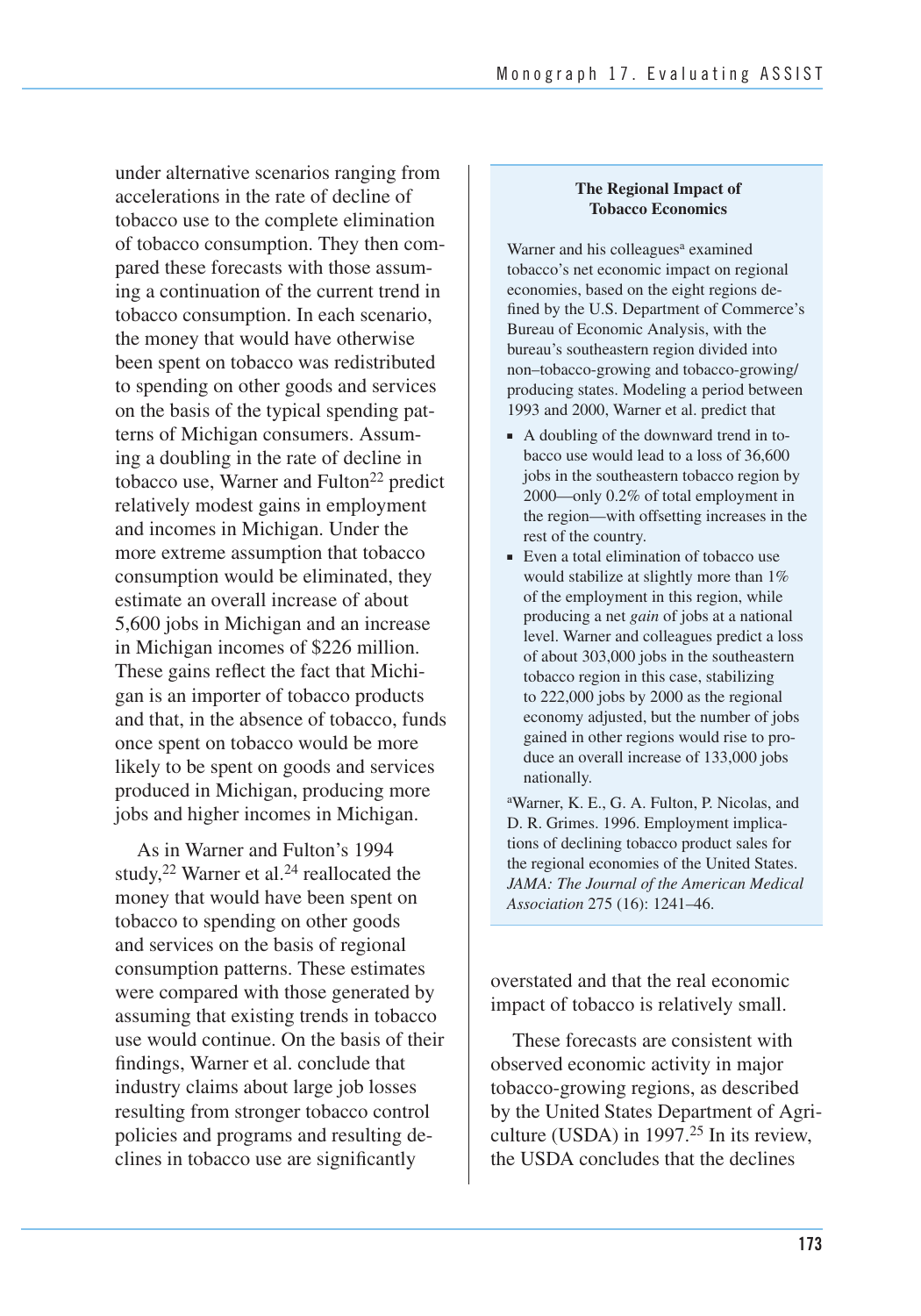under alternative scenarios ranging from accelerations in the rate of decline of tobacco use to the complete elimination of tobacco consumption. They then compared these forecasts with those assuming a continuation of the current trend in tobacco consumption. In each scenario, the money that would have otherwise been spent on tobacco was redistributed to spending on other goods and services on the basis of the typical spending patterns of Michigan consumers. Assuming a doubling in the rate of decline in tobacco use, Warner and Fulton[22] predict relatively modest gains in employment and incomes in Michigan. Under the more extreme assumption that tobacco consumption would be eliminated, they estimate an overall increase of about 5,600 jobs in Michigan and an increase in Michigan incomes of $226 million. These gains reflect the fact that Michigan is an importer of tobacco products and that, in the absence of tobacco, funds once spent on tobacco would be more likely to be spent on goods and services produced in Michigan, producing more jobs and higher incomes in Michigan.

As in Warner and Fulton's 1994 study,[22] Warner et al.[24] reallocated the money that would have been spent on tobacco to spending on other goods and services on the basis of regional consumption patterns. These estimates were compared with those generated by assuming that existing trends in tobacco use would continue. On the basis of their findings, Warner et al. conclude that industry claims about large job losses resulting from stronger tobacco control policies and programs and resulting declines in tobacco use are significantly overstated and that the real economic impact of tobacco is relatively small.

These forecasts are consistent with observed economic activity in major tobacco-growing regions, as described by the United States Department of Agriculture (USDA) in 1997.[25] In its review, the USDA concludes that the declines

> **The Regional Impact of Tobacco Economics**
>
> Warner and his colleagues[a] examined tobacco's net economic impact on regional economies, based on the eight regions defined by the U.S. Department of Commerce's Bureau of Economic Analysis, with the bureau's southeastern region divided into non–tobacco-growing and tobacco-growing/producing states. Modeling a period between 1993 and 2000, Warner et al. predict that
>
> - A doubling of the downward trend in tobacco use would lead to a loss of 36,600 jobs in the southeastern tobacco region by 2000—only 0.2% of total employment in the region—with offsetting increases in the rest of the country.
> - Even a total elimination of tobacco use would stabilize at slightly more than 1% of the employment in this region, while producing a net *gain* of jobs at a national level. Warner and colleagues predict a loss of about 303,000 jobs in the southeastern tobacco region in this case, stabilizing to 222,000 jobs by 2000 as the regional economy adjusted, but the number of jobs gained in other regions would rise to produce an overall increase of 133,000 jobs nationally.
>
> [a]Warner, K. E., G. A. Fulton, P. Nicolas, and D. R. Grimes. 1996. Employment implications of declining tobacco product sales for the regional economies of the United States. *JAMA: The Journal of the American Medical Association* 275 (16): 1241–46.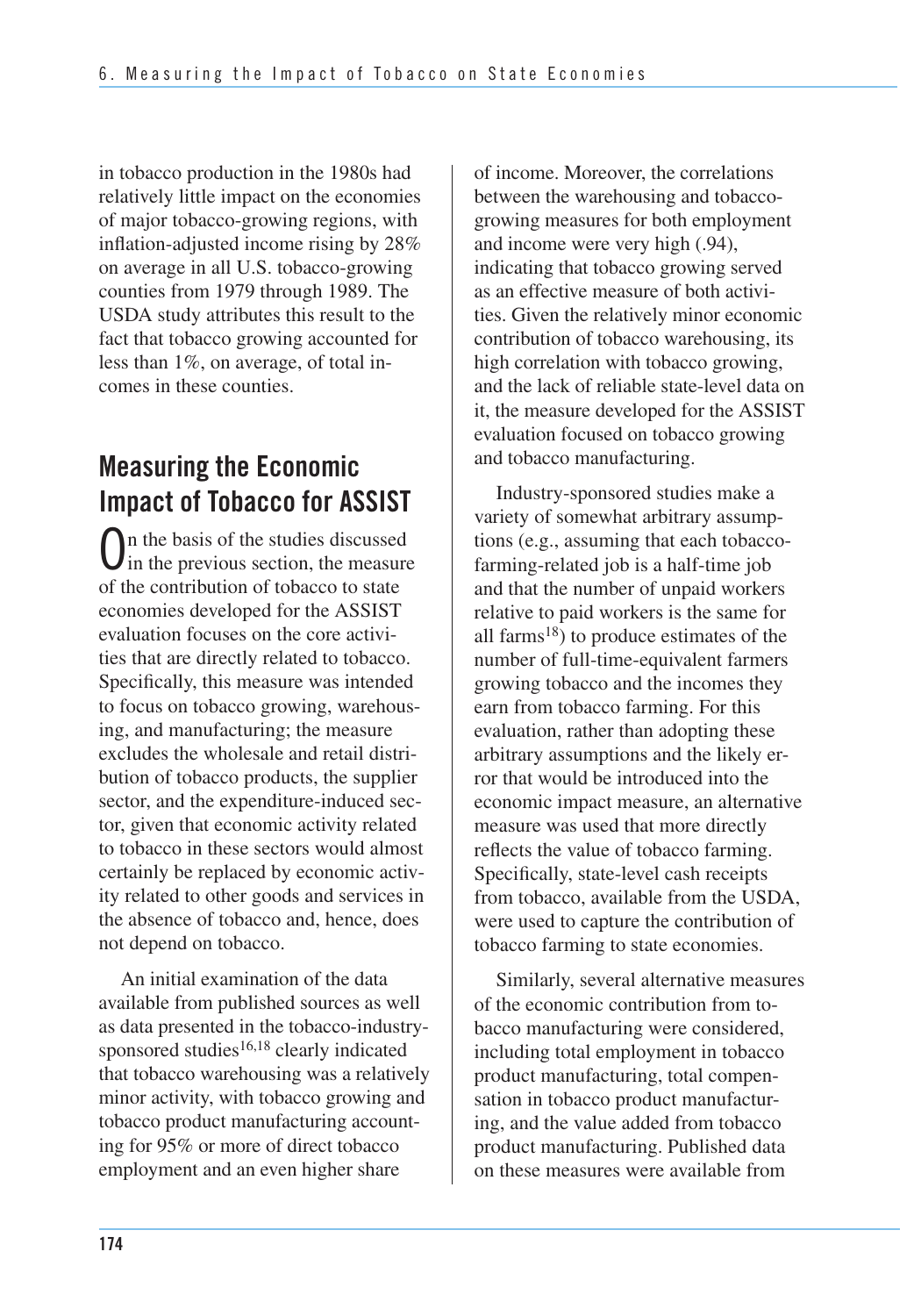in tobacco production in the 1980s had relatively little impact on the economies of major tobacco-growing regions, with inflation-adjusted income rising by 28% on average in all U.S. tobacco-growing counties from 1979 through 1989. The USDA study attributes this result to the fact that tobacco growing accounted for less than 1%, on average, of total incomes in these counties.

## Measuring the Economic Impact of Tobacco for ASSIST

On the basis of the studies discussed in the previous section, the measure of the contribution of tobacco to state economies developed for the ASSIST evaluation focuses on the core activities that are directly related to tobacco. Specifically, this measure was intended to focus on tobacco growing, warehousing, and manufacturing; the measure excludes the wholesale and retail distribution of tobacco products, the supplier sector, and the expenditure-induced sector, given that economic activity related to tobacco in these sectors would almost certainly be replaced by economic activity related to other goods and services in the absence of tobacco and, hence, does not depend on tobacco.

An initial examination of the data available from published sources as well as data presented in the tobacco-industry-sponsored studies[16,18] clearly indicated that tobacco warehousing was a relatively minor activity, with tobacco growing and tobacco product manufacturing accounting for 95% or more of direct tobacco employment and an even higher share of income. Moreover, the correlations between the warehousing and tobacco-growing measures for both employment and income were very high (.94), indicating that tobacco growing served as an effective measure of both activities. Given the relatively minor economic contribution of tobacco warehousing, its high correlation with tobacco growing, and the lack of reliable state-level data on it, the measure developed for the ASSIST evaluation focused on tobacco growing and tobacco manufacturing.

Industry-sponsored studies make a variety of somewhat arbitrary assumptions (e.g., assuming that each tobacco-farming-related job is a half-time job and that the number of unpaid workers relative to paid workers is the same for all farms[18]) to produce estimates of the number of full-time-equivalent farmers growing tobacco and the incomes they earn from tobacco farming. For this evaluation, rather than adopting these arbitrary assumptions and the likely error that would be introduced into the economic impact measure, an alternative measure was used that more directly reflects the value of tobacco farming. Specifically, state-level cash receipts from tobacco, available from the USDA, were used to capture the contribution of tobacco farming to state economies.

Similarly, several alternative measures of the economic contribution from tobacco manufacturing were considered, including total employment in tobacco product manufacturing, total compensation in tobacco product manufacturing, and the value added from tobacco product manufacturing. Published data on these measures were available from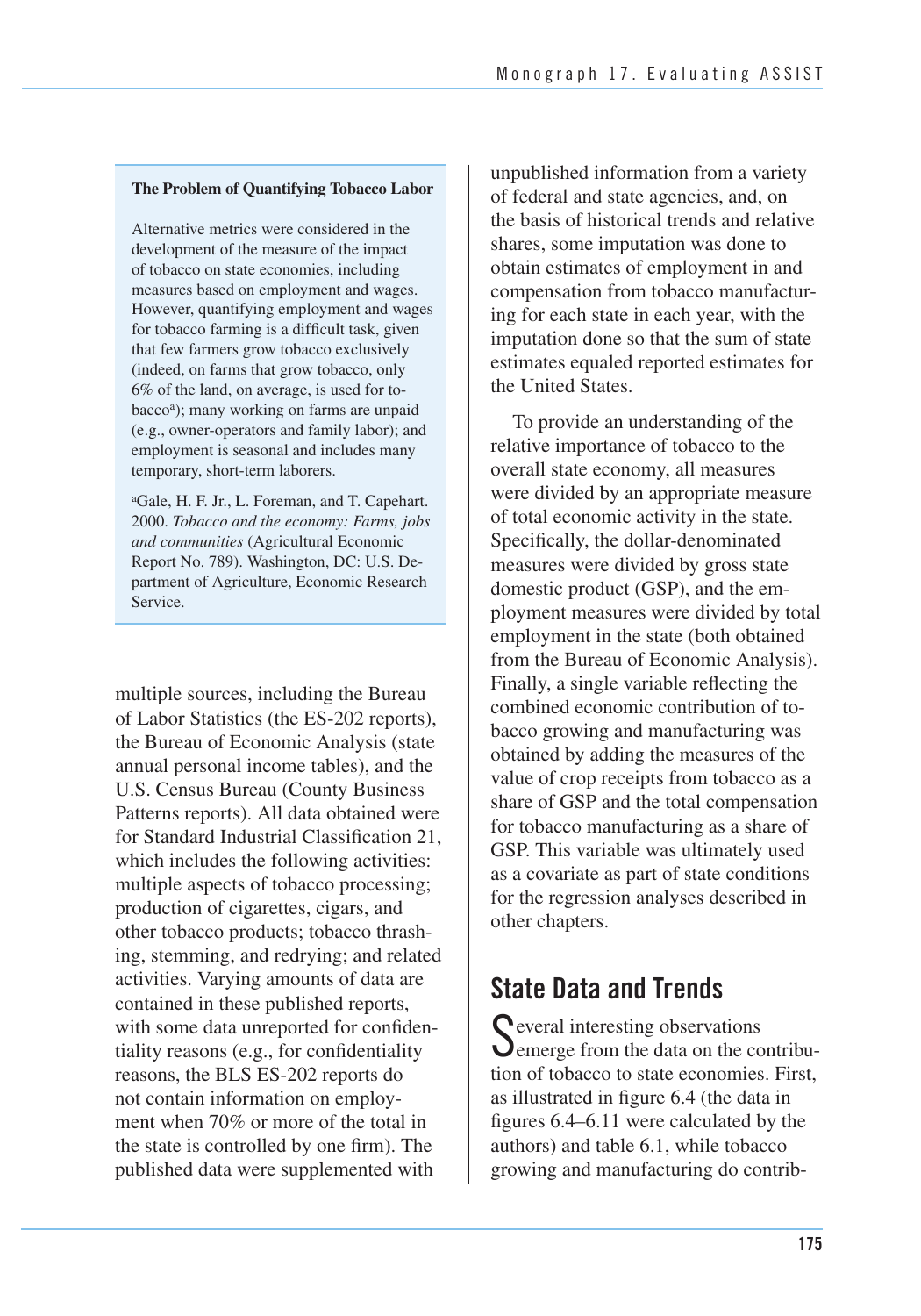**The Problem of Quantifying Tobacco Labor**

Alternative metrics were considered in the development of the measure of the impact of tobacco on state economies, including measures based on employment and wages. However, quantifying employment and wages for tobacco farming is a difficult task, given that few farmers grow tobacco exclusively (indeed, on farms that grow tobacco, only 6% of the land, on average, is used for tobacco[a]); many working on farms are unpaid (e.g., owner-operators and family labor); and employment is seasonal and includes many temporary, short-term laborers.

[a]Gale, H. F. Jr., L. Foreman, and T. Capehart. 2000. *Tobacco and the economy: Farms, jobs and communities* (Agricultural Economic Report No. 789). Washington, DC: U.S. Department of Agriculture, Economic Research Service.

multiple sources, including the Bureau of Labor Statistics (the ES-202 reports), the Bureau of Economic Analysis (state annual personal income tables), and the U.S. Census Bureau (County Business Patterns reports). All data obtained were for Standard Industrial Classification 21, which includes the following activities: multiple aspects of tobacco processing; production of cigarettes, cigars, and other tobacco products; tobacco thrashing, stemming, and redrying; and related activities. Varying amounts of data are contained in these published reports, with some data unreported for confidentiality reasons (e.g., for confidentiality reasons, the BLS ES-202 reports do not contain information on employment when 70% or more of the total in the state is controlled by one firm). The published data were supplemented with unpublished information from a variety of federal and state agencies, and, on the basis of historical trends and relative shares, some imputation was done to obtain estimates of employment in and compensation from tobacco manufacturing for each state in each year, with the imputation done so that the sum of state estimates equaled reported estimates for the United States.

To provide an understanding of the relative importance of tobacco to the overall state economy, all measures were divided by an appropriate measure of total economic activity in the state. Specifically, the dollar-denominated measures were divided by gross state domestic product (GSP), and the employment measures were divided by total employment in the state (both obtained from the Bureau of Economic Analysis). Finally, a single variable reflecting the combined economic contribution of tobacco growing and manufacturing was obtained by adding the measures of the value of crop receipts from tobacco as a share of GSP and the total compensation for tobacco manufacturing as a share of GSP. This variable was ultimately used as a covariate as part of state conditions for the regression analyses described in other chapters.

## State Data and Trends

Several interesting observations emerge from the data on the contribution of tobacco to state economies. First, as illustrated in figure 6.4 (the data in figures 6.4–6.11 were calculated by the authors) and table 6.1, while tobacco growing and manufacturing do contrib-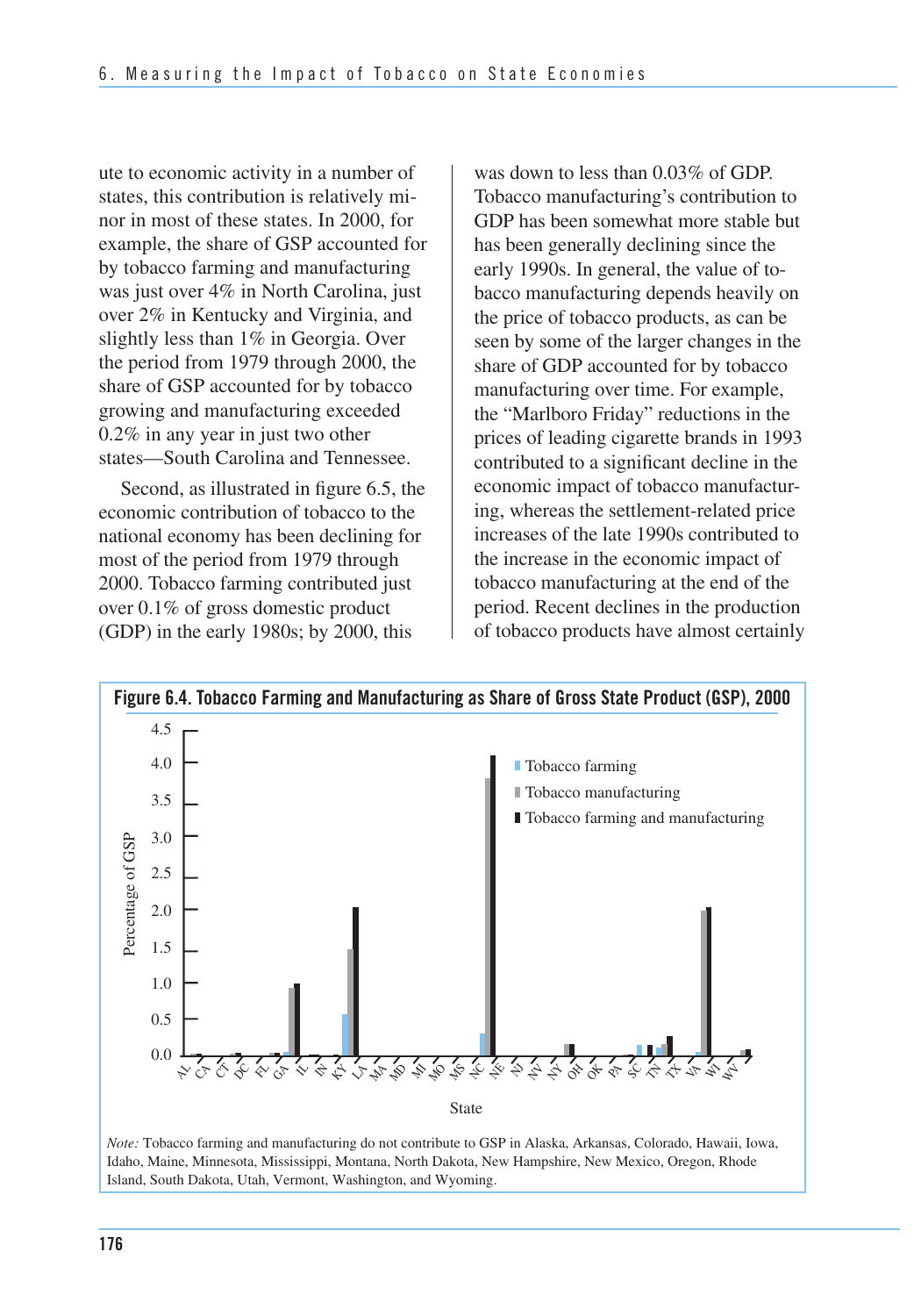ute to economic activity in a number of states, this contribution is relatively minor in most of these states. In 2000, for example, the share of GSP accounted for by tobacco farming and manufacturing was just over 4% in North Carolina, just over 2% in Kentucky and Virginia, and slightly less than 1% in Georgia. Over the period from 1979 through 2000, the share of GSP accounted for by tobacco growing and manufacturing exceeded 0.2% in any year in just two other states—South Carolina and Tennessee.

Second, as illustrated in figure 6.5, the economic contribution of tobacco to the national economy has been declining for most of the period from 1979 through 2000. Tobacco farming contributed just over 0.1% of gross domestic product (GDP) in the early 1980s; by 2000, this was down to less than 0.03% of GDP. Tobacco manufacturing's contribution to GDP has been somewhat more stable but has been generally declining since the early 1990s. In general, the value of tobacco manufacturing depends heavily on the price of tobacco products, as can be seen by some of the larger changes in the share of GDP accounted for by tobacco manufacturing over time. For example, the "Marlboro Friday" reductions in the prices of leading cigarette brands in 1993 contributed to a significant decline in the economic impact of tobacco manufacturing, whereas the settlement-related price increases of the late 1990s contributed to the increase in the economic impact of tobacco manufacturing at the end of the period. Recent declines in the production of tobacco products have almost certainly

**Figure 6.4. Tobacco Farming and Manufacturing as Share of Gross State Product (GSP), 2000**

*Note:* Tobacco farming and manufacturing do not contribute to GSP in Alaska, Arkansas, Colorado, Hawaii, Iowa, Idaho, Maine, Minnesota, Mississippi, Montana, North Dakota, New Hampshire, New Mexico, Oregon, Rhode Island, South Dakota, Utah, Vermont, Washington, and Wyoming.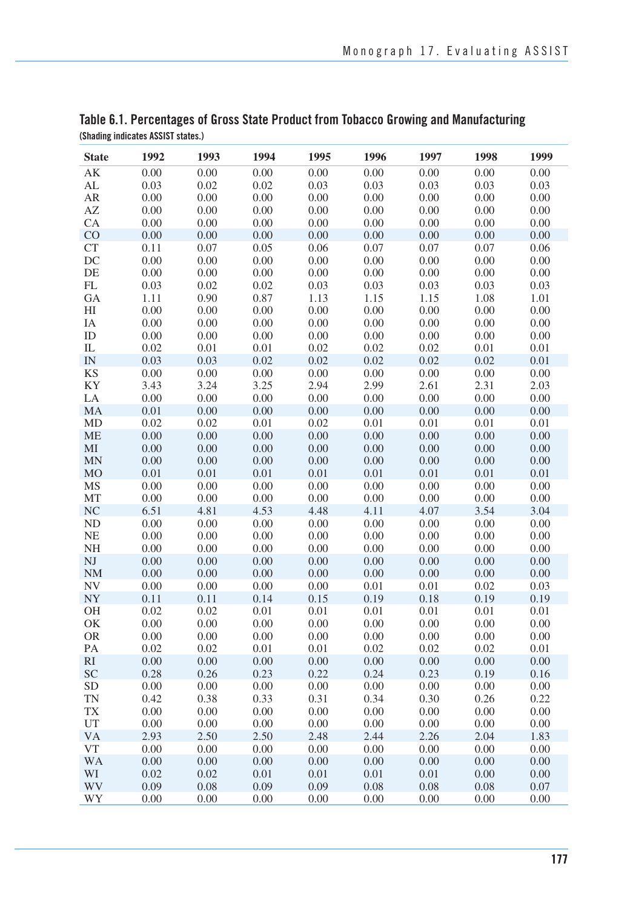### Table 6.1. Percentages of Gross State Product from Tobacco Growing and Manufacturing

(Shading indicates ASSIST states.)

| State | 1992 | 1993 | 1994 | 1995 | 1996 | 1997 | 1998 | 1999 |
|---|---|---|---|---|---|---|---|---|
| AK | 0.00 | 0.00 | 0.00 | 0.00 | 0.00 | 0.00 | 0.00 | 0.00 |
| AL | 0.03 | 0.02 | 0.02 | 0.03 | 0.03 | 0.03 | 0.03 | 0.03 |
| AR | 0.00 | 0.00 | 0.00 | 0.00 | 0.00 | 0.00 | 0.00 | 0.00 |
| AZ | 0.00 | 0.00 | 0.00 | 0.00 | 0.00 | 0.00 | 0.00 | 0.00 |
| CA | 0.00 | 0.00 | 0.00 | 0.00 | 0.00 | 0.00 | 0.00 | 0.00 |
| CO | 0.00 | 0.00 | 0.00 | 0.00 | 0.00 | 0.00 | 0.00 | 0.00 |
| CT | 0.11 | 0.07 | 0.05 | 0.06 | 0.07 | 0.07 | 0.07 | 0.06 |
| DC | 0.00 | 0.00 | 0.00 | 0.00 | 0.00 | 0.00 | 0.00 | 0.00 |
| DE | 0.00 | 0.00 | 0.00 | 0.00 | 0.00 | 0.00 | 0.00 | 0.00 |
| FL | 0.03 | 0.02 | 0.02 | 0.03 | 0.03 | 0.03 | 0.03 | 0.03 |
| GA | 1.11 | 0.90 | 0.87 | 1.13 | 1.15 | 1.15 | 1.08 | 1.01 |
| HI | 0.00 | 0.00 | 0.00 | 0.00 | 0.00 | 0.00 | 0.00 | 0.00 |
| IA | 0.00 | 0.00 | 0.00 | 0.00 | 0.00 | 0.00 | 0.00 | 0.00 |
| ID | 0.00 | 0.00 | 0.00 | 0.00 | 0.00 | 0.00 | 0.00 | 0.00 |
| IL | 0.02 | 0.01 | 0.01 | 0.02 | 0.02 | 0.02 | 0.01 | 0.01 |
| IN | 0.03 | 0.03 | 0.02 | 0.02 | 0.02 | 0.02 | 0.02 | 0.01 |
| KS | 0.00 | 0.00 | 0.00 | 0.00 | 0.00 | 0.00 | 0.00 | 0.00 |
| KY | 3.43 | 3.24 | 3.25 | 2.94 | 2.99 | 2.61 | 2.31 | 2.03 |
| LA | 0.00 | 0.00 | 0.00 | 0.00 | 0.00 | 0.00 | 0.00 | 0.00 |
| MA | 0.01 | 0.00 | 0.00 | 0.00 | 0.00 | 0.00 | 0.00 | 0.00 |
| MD | 0.02 | 0.02 | 0.01 | 0.02 | 0.01 | 0.01 | 0.01 | 0.01 |
| ME | 0.00 | 0.00 | 0.00 | 0.00 | 0.00 | 0.00 | 0.00 | 0.00 |
| MI | 0.00 | 0.00 | 0.00 | 0.00 | 0.00 | 0.00 | 0.00 | 0.00 |
| MN | 0.00 | 0.00 | 0.00 | 0.00 | 0.00 | 0.00 | 0.00 | 0.00 |
| MO | 0.01 | 0.01 | 0.01 | 0.01 | 0.01 | 0.01 | 0.01 | 0.01 |
| MS | 0.00 | 0.00 | 0.00 | 0.00 | 0.00 | 0.00 | 0.00 | 0.00 |
| MT | 0.00 | 0.00 | 0.00 | 0.00 | 0.00 | 0.00 | 0.00 | 0.00 |
| NC | 6.51 | 4.81 | 4.53 | 4.48 | 4.11 | 4.07 | 3.54 | 3.04 |
| ND | 0.00 | 0.00 | 0.00 | 0.00 | 0.00 | 0.00 | 0.00 | 0.00 |
| NE | 0.00 | 0.00 | 0.00 | 0.00 | 0.00 | 0.00 | 0.00 | 0.00 |
| NH | 0.00 | 0.00 | 0.00 | 0.00 | 0.00 | 0.00 | 0.00 | 0.00 |
| NJ | 0.00 | 0.00 | 0.00 | 0.00 | 0.00 | 0.00 | 0.00 | 0.00 |
| NM | 0.00 | 0.00 | 0.00 | 0.00 | 0.00 | 0.00 | 0.00 | 0.00 |
| NV | 0.00 | 0.00 | 0.00 | 0.00 | 0.01 | 0.01 | 0.02 | 0.03 |
| NY | 0.11 | 0.11 | 0.14 | 0.15 | 0.19 | 0.18 | 0.19 | 0.19 |
| OH | 0.02 | 0.02 | 0.01 | 0.01 | 0.01 | 0.01 | 0.01 | 0.01 |
| OK | 0.00 | 0.00 | 0.00 | 0.00 | 0.00 | 0.00 | 0.00 | 0.00 |
| OR | 0.00 | 0.00 | 0.00 | 0.00 | 0.00 | 0.00 | 0.00 | 0.00 |
| PA | 0.02 | 0.02 | 0.01 | 0.01 | 0.02 | 0.02 | 0.02 | 0.01 |
| RI | 0.00 | 0.00 | 0.00 | 0.00 | 0.00 | 0.00 | 0.00 | 0.00 |
| SC | 0.28 | 0.26 | 0.23 | 0.22 | 0.24 | 0.23 | 0.19 | 0.16 |
| SD | 0.00 | 0.00 | 0.00 | 0.00 | 0.00 | 0.00 | 0.00 | 0.00 |
| TN | 0.42 | 0.38 | 0.33 | 0.31 | 0.34 | 0.30 | 0.26 | 0.22 |
| TX | 0.00 | 0.00 | 0.00 | 0.00 | 0.00 | 0.00 | 0.00 | 0.00 |
| UT | 0.00 | 0.00 | 0.00 | 0.00 | 0.00 | 0.00 | 0.00 | 0.00 |
| VA | 2.93 | 2.50 | 2.50 | 2.48 | 2.44 | 2.26 | 2.04 | 1.83 |
| VT | 0.00 | 0.00 | 0.00 | 0.00 | 0.00 | 0.00 | 0.00 | 0.00 |
| WA | 0.00 | 0.00 | 0.00 | 0.00 | 0.00 | 0.00 | 0.00 | 0.00 |
| WI | 0.02 | 0.02 | 0.01 | 0.01 | 0.01 | 0.01 | 0.00 | 0.00 |
| WV | 0.09 | 0.08 | 0.09 | 0.09 | 0.08 | 0.08 | 0.08 | 0.07 |
| WY | 0.00 | 0.00 | 0.00 | 0.00 | 0.00 | 0.00 | 0.00 | 0.00 |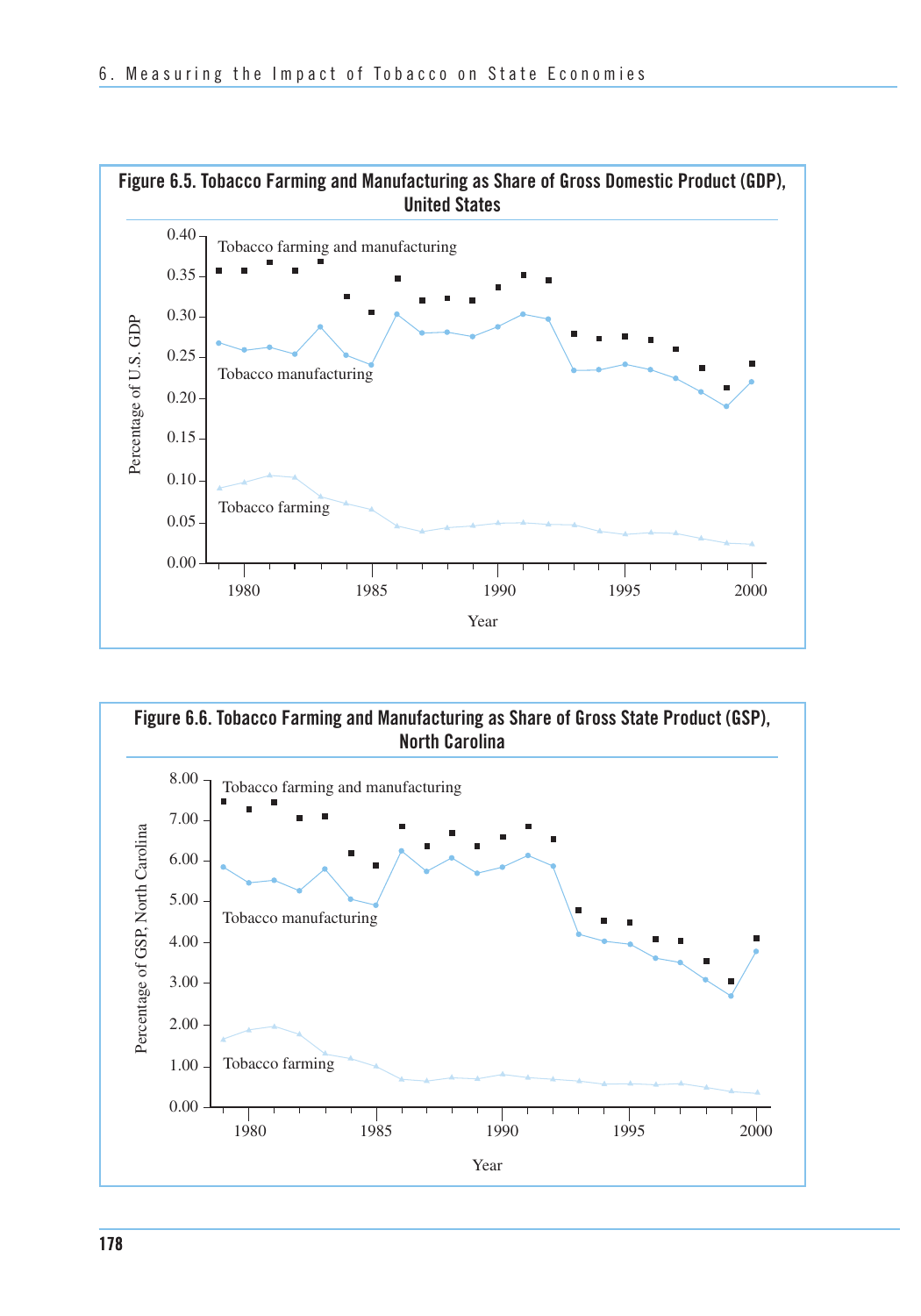**Figure 6.5. Tobacco Farming and Manufacturing as Share of Gross Domestic Product (GDP), United States**

**Figure 6.6. Tobacco Farming and Manufacturing as Share of Gross State Product (GSP), North Carolina**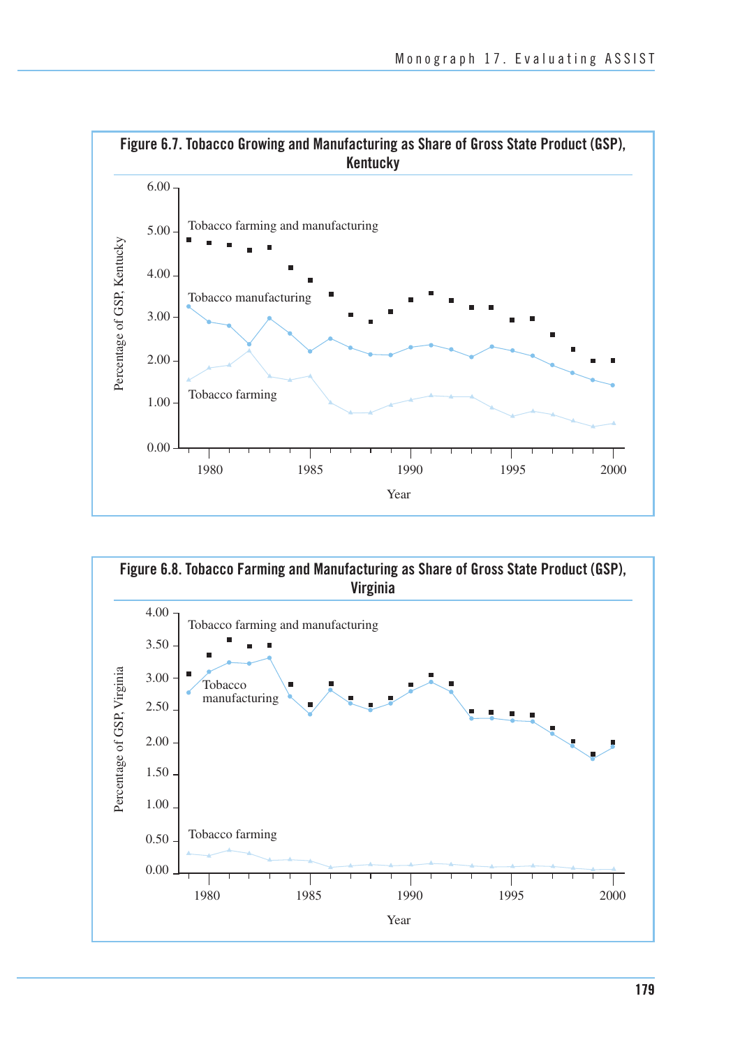**Figure 6.7. Tobacco Growing and Manufacturing as Share of Gross State Product (GSP), Kentucky**

**Figure 6.8. Tobacco Farming and Manufacturing as Share of Gross State Product (GSP), Virginia**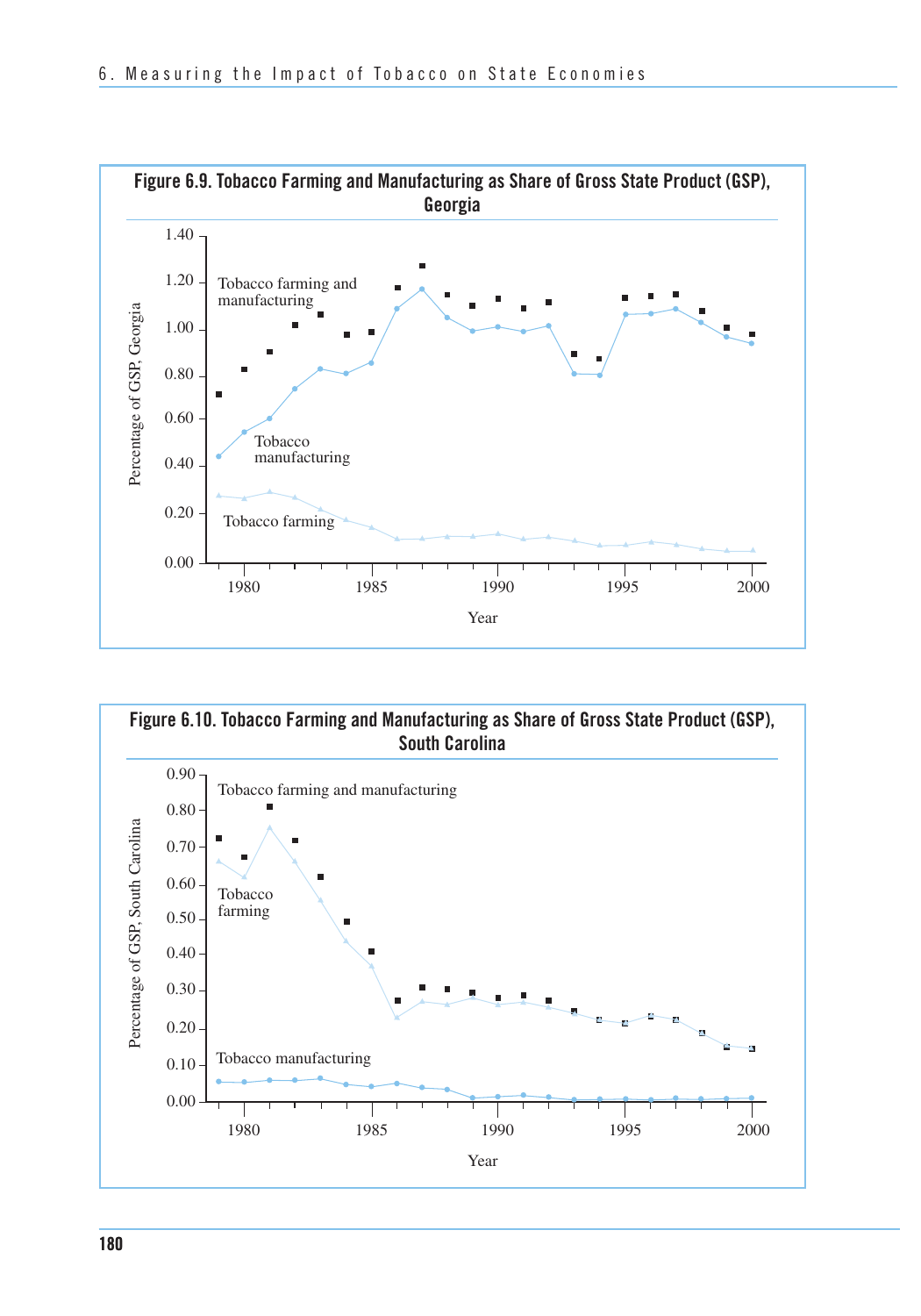**Figure 6.9. Tobacco Farming and Manufacturing as Share of Gross State Product (GSP), Georgia**

**Figure 6.10. Tobacco Farming and Manufacturing as Share of Gross State Product (GSP), South Carolina**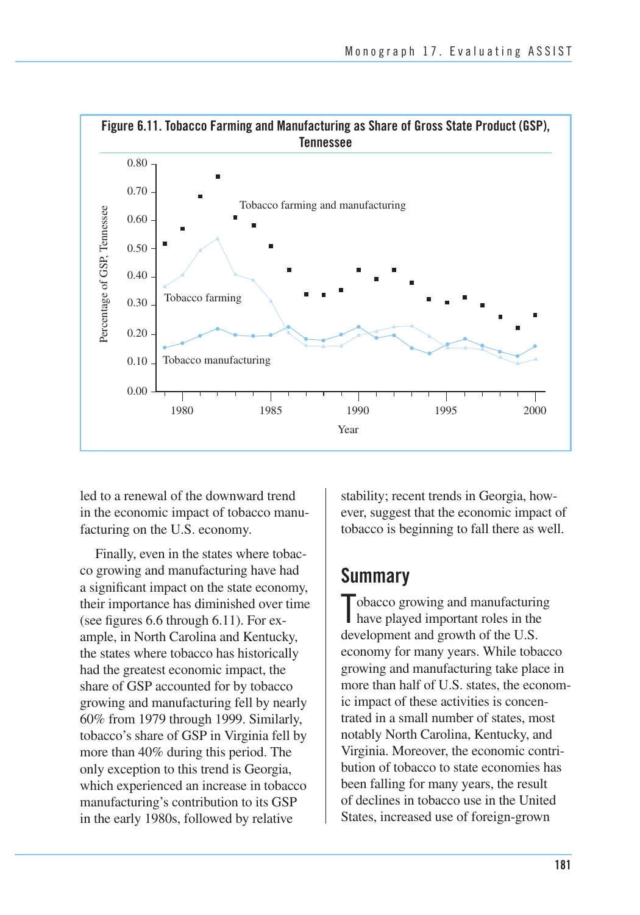**Figure 6.11. Tobacco Farming and Manufacturing as Share of Gross State Product (GSP), Tennessee**

led to a renewal of the downward trend in the economic impact of tobacco manufacturing on the U.S. economy.

Finally, even in the states where tobacco growing and manufacturing have had a significant impact on the state economy, their importance has diminished over time (see figures 6.6 through 6.11). For example, in North Carolina and Kentucky, the states where tobacco has historically had the greatest economic impact, the share of GSP accounted for by tobacco growing and manufacturing fell by nearly 60% from 1979 through 1999. Similarly, tobacco's share of GSP in Virginia fell by more than 40% during this period. The only exception to this trend is Georgia, which experienced an increase in tobacco manufacturing's contribution to its GSP in the early 1980s, followed by relative stability; recent trends in Georgia, however, suggest that the economic impact of tobacco is beginning to fall there as well.

## Summary

Tobacco growing and manufacturing have played important roles in the development and growth of the U.S. economy for many years. While tobacco growing and manufacturing take place in more than half of U.S. states, the economic impact of these activities is concentrated in a small number of states, most notably North Carolina, Kentucky, and Virginia. Moreover, the economic contribution of tobacco to state economies has been falling for many years, the result of declines in tobacco use in the United States, increased use of foreign-grown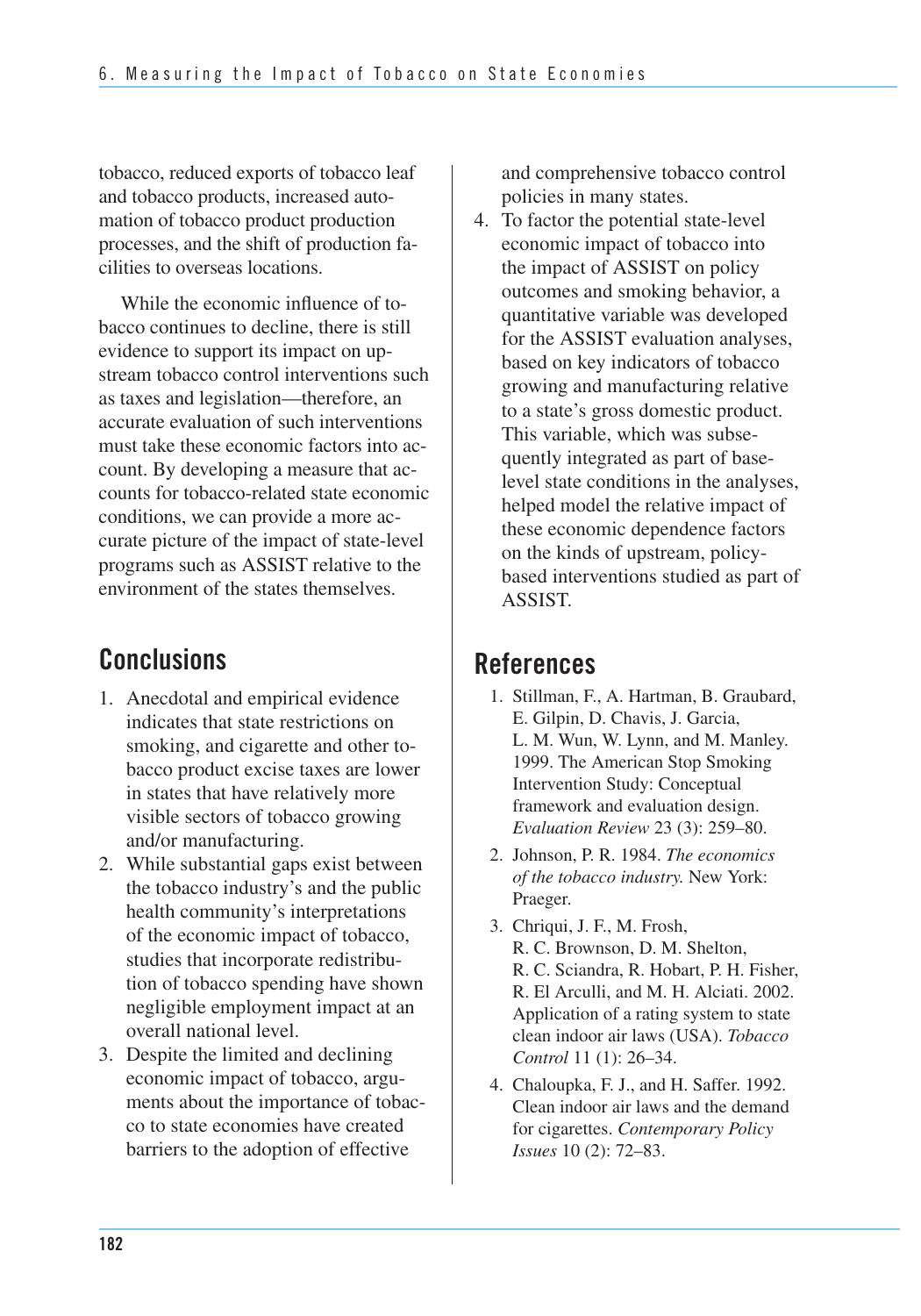tobacco, reduced exports of tobacco leaf and tobacco products, increased automation of tobacco product production processes, and the shift of production facilities to overseas locations.

While the economic influence of tobacco continues to decline, there is still evidence to support its impact on upstream tobacco control interventions such as taxes and legislation—therefore, an accurate evaluation of such interventions must take these economic factors into account. By developing a measure that accounts for tobacco-related state economic conditions, we can provide a more accurate picture of the impact of state-level programs such as ASSIST relative to the environment of the states themselves.

## Conclusions

1. Anecdotal and empirical evidence indicates that state restrictions on smoking, and cigarette and other tobacco product excise taxes are lower in states that have relatively more visible sectors of tobacco growing and/or manufacturing.
2. While substantial gaps exist between the tobacco industry's and the public health community's interpretations of the economic impact of tobacco, studies that incorporate redistribution of tobacco spending have shown negligible employment impact at an overall national level.
3. Despite the limited and declining economic impact of tobacco, arguments about the importance of tobacco to state economies have created barriers to the adoption of effective and comprehensive tobacco control policies in many states.
4. To factor the potential state-level economic impact of tobacco into the impact of ASSIST on policy outcomes and smoking behavior, a quantitative variable was developed for the ASSIST evaluation analyses, based on key indicators of tobacco growing and manufacturing relative to a state's gross domestic product. This variable, which was subsequently integrated as part of base-level state conditions in the analyses, helped model the relative impact of these economic dependence factors on the kinds of upstream, policy-based interventions studied as part of ASSIST.

## References

1. Stillman, F., A. Hartman, B. Graubard, E. Gilpin, D. Chavis, J. Garcia, L. M. Wun, W. Lynn, and M. Manley. 1999. The American Stop Smoking Intervention Study: Conceptual framework and evaluation design. *Evaluation Review* 23 (3): 259–80.
2. Johnson, P. R. 1984. *The economics of the tobacco industry.* New York: Praeger.
3. Chriqui, J. F., M. Frosh, R. C. Brownson, D. M. Shelton, R. C. Sciandra, R. Hobart, P. H. Fisher, R. El Arculli, and M. H. Alciati. 2002. Application of a rating system to state clean indoor air laws (USA). *Tobacco Control* 11 (1): 26–34.
4. Chaloupka, F. J., and H. Saffer. 1992. Clean indoor air laws and the demand for cigarettes. *Contemporary Policy Issues* 10 (2): 72–83.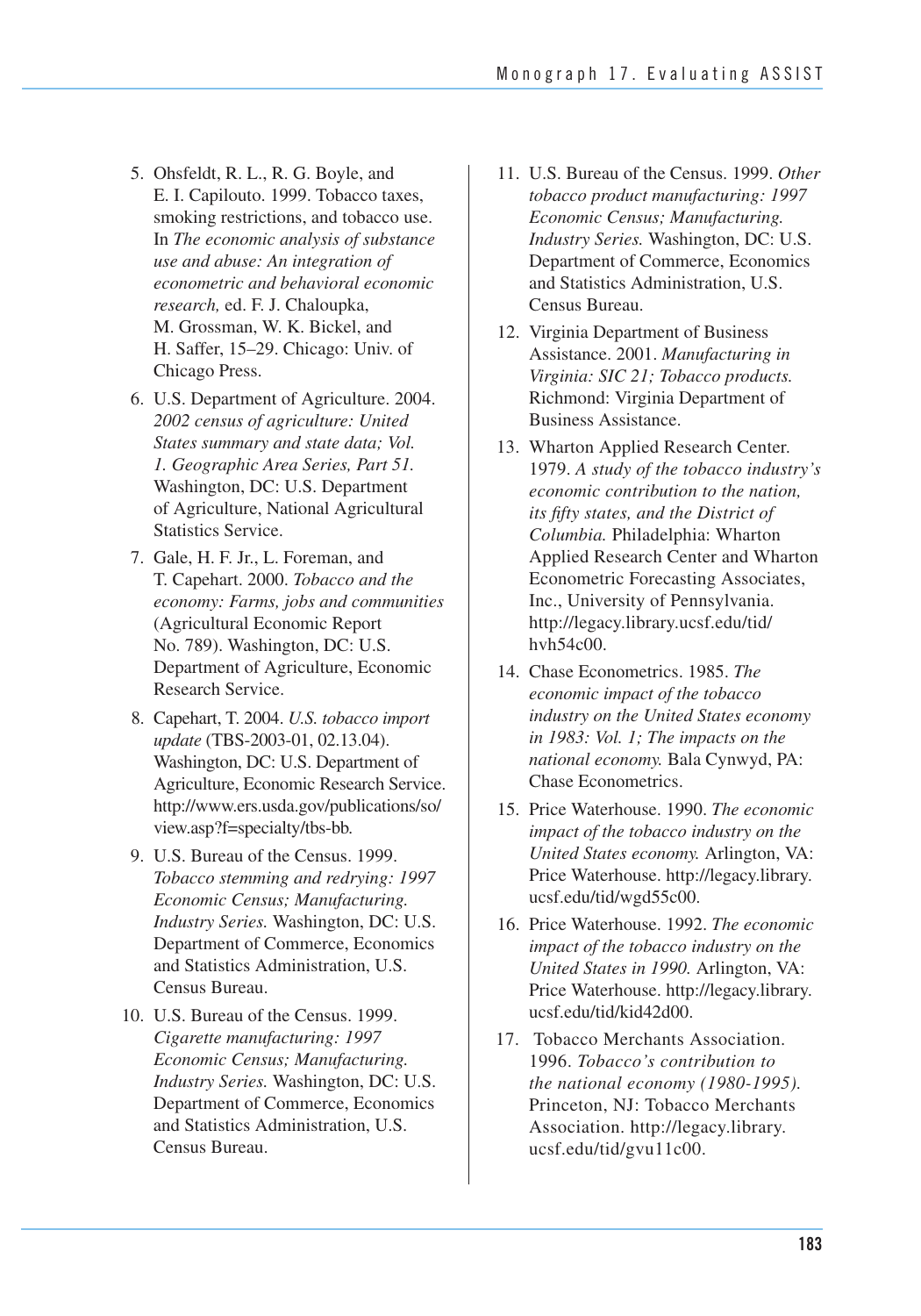5. Ohsfeldt, R. L., R. G. Boyle, and E. I. Capilouto. 1999. Tobacco taxes, smoking restrictions, and tobacco use. In *The economic analysis of substance use and abuse: An integration of econometric and behavioral economic research,* ed. F. J. Chaloupka, M. Grossman, W. K. Bickel, and H. Saffer, 15–29. Chicago: Univ. of Chicago Press.
6. U.S. Department of Agriculture. 2004. *2002 census of agriculture: United States summary and state data; Vol. 1. Geographic Area Series, Part 51.* Washington, DC: U.S. Department of Agriculture, National Agricultural Statistics Service.
7. Gale, H. F. Jr., L. Foreman, and T. Capehart. 2000. *Tobacco and the economy: Farms, jobs and communities* (Agricultural Economic Report No. 789). Washington, DC: U.S. Department of Agriculture, Economic Research Service.
8. Capehart, T. 2004. *U.S. tobacco import update* (TBS-2003-01, 02.13.04). Washington, DC: U.S. Department of Agriculture, Economic Research Service. http://www.ers.usda.gov/publications/so/view.asp?f=specialty/tbs-bb.
9. U.S. Bureau of the Census. 1999. *Tobacco stemming and redrying: 1997 Economic Census; Manufacturing. Industry Series.* Washington, DC: U.S. Department of Commerce, Economics and Statistics Administration, U.S. Census Bureau.
10. U.S. Bureau of the Census. 1999. *Cigarette manufacturing: 1997 Economic Census; Manufacturing. Industry Series.* Washington, DC: U.S. Department of Commerce, Economics and Statistics Administration, U.S. Census Bureau.
11. U.S. Bureau of the Census. 1999. *Other tobacco product manufacturing: 1997 Economic Census; Manufacturing. Industry Series.* Washington, DC: U.S. Department of Commerce, Economics and Statistics Administration, U.S. Census Bureau.
12. Virginia Department of Business Assistance. 2001. *Manufacturing in Virginia: SIC 21; Tobacco products.* Richmond: Virginia Department of Business Assistance.
13. Wharton Applied Research Center. 1979. *A study of the tobacco industry's economic contribution to the nation, its fifty states, and the District of Columbia.* Philadelphia: Wharton Applied Research Center and Wharton Econometric Forecasting Associates, Inc., University of Pennsylvania. http://legacy.library.ucsf.edu/tid/hvh54c00.
14. Chase Econometrics. 1985. *The economic impact of the tobacco industry on the United States economy in 1983: Vol. 1; The impacts on the national economy.* Bala Cynwyd, PA: Chase Econometrics.
15. Price Waterhouse. 1990. *The economic impact of the tobacco industry on the United States economy.* Arlington, VA: Price Waterhouse. http://legacy.library.ucsf.edu/tid/wgd55c00.
16. Price Waterhouse. 1992. *The economic impact of the tobacco industry on the United States in 1990.* Arlington, VA: Price Waterhouse. http://legacy.library.ucsf.edu/tid/kid42d00.
17. Tobacco Merchants Association. 1996. *Tobacco's contribution to the national economy (1980-1995).* Princeton, NJ: Tobacco Merchants Association. http://legacy.library.ucsf.edu/tid/gvu11c00.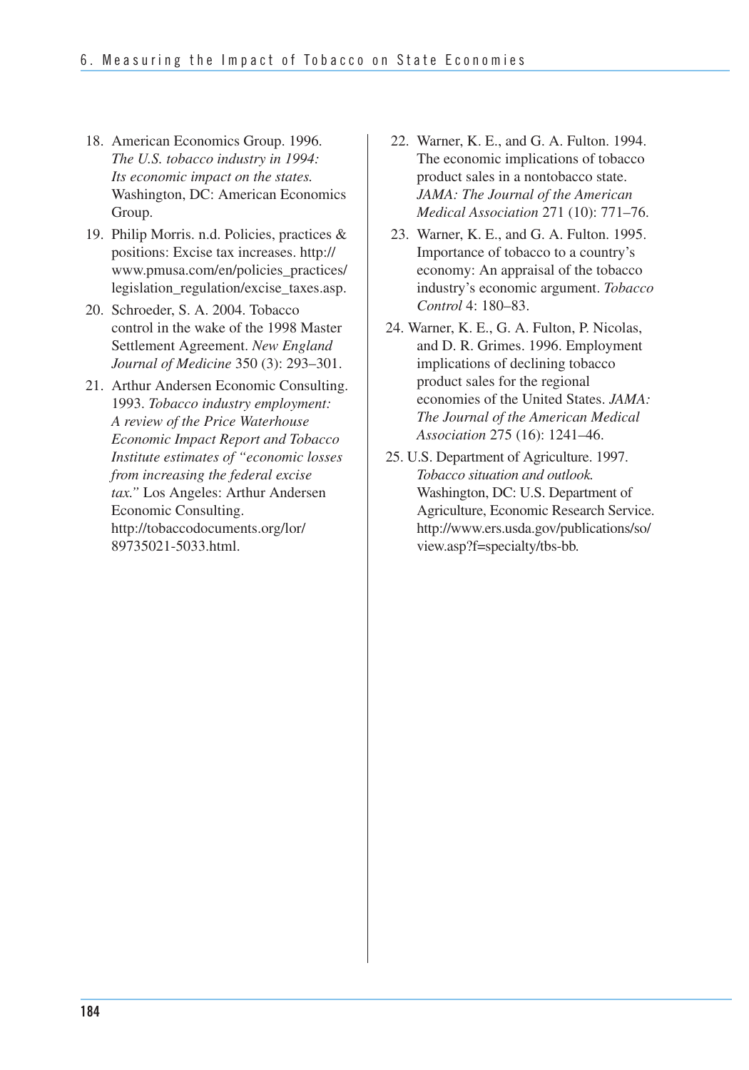18. American Economics Group. 1996. *The U.S. tobacco industry in 1994: Its economic impact on the states.* Washington, DC: American Economics Group.
19. Philip Morris. n.d. Policies, practices & positions: Excise tax increases. http://www.pmusa.com/en/policies_practices/legislation_regulation/excise_taxes.asp.
20. Schroeder, S. A. 2004. Tobacco control in the wake of the 1998 Master Settlement Agreement. *New England Journal of Medicine* 350 (3): 293–301.
21. Arthur Andersen Economic Consulting. 1993. *Tobacco industry employment: A review of the Price Waterhouse Economic Impact Report and Tobacco Institute estimates of "economic losses from increasing the federal excise tax."* Los Angeles: Arthur Andersen Economic Consulting. http://tobaccodocuments.org/lor/89735021-5033.html.
22. Warner, K. E., and G. A. Fulton. 1994. The economic implications of tobacco product sales in a nontobacco state. *JAMA: The Journal of the American Medical Association* 271 (10): 771–76.
23. Warner, K. E., and G. A. Fulton. 1995. Importance of tobacco to a country's economy: An appraisal of the tobacco industry's economic argument. *Tobacco Control* 4: 180–83.
24. Warner, K. E., G. A. Fulton, P. Nicolas, and D. R. Grimes. 1996. Employment implications of declining tobacco product sales for the regional economies of the United States. *JAMA: The Journal of the American Medical Association* 275 (16): 1241–46.
25. U.S. Department of Agriculture. 1997. *Tobacco situation and outlook.* Washington, DC: U.S. Department of Agriculture, Economic Research Service. http://www.ers.usda.gov/publications/so/view.asp?f=specialty/tbs-bb.